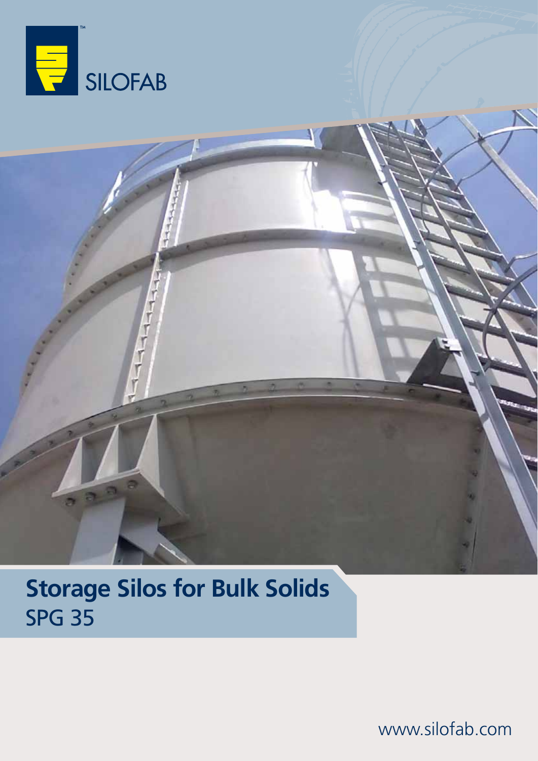SILOFAB™

# Storage Silos for Bulk Solids

## SPG 35

www.silofab.com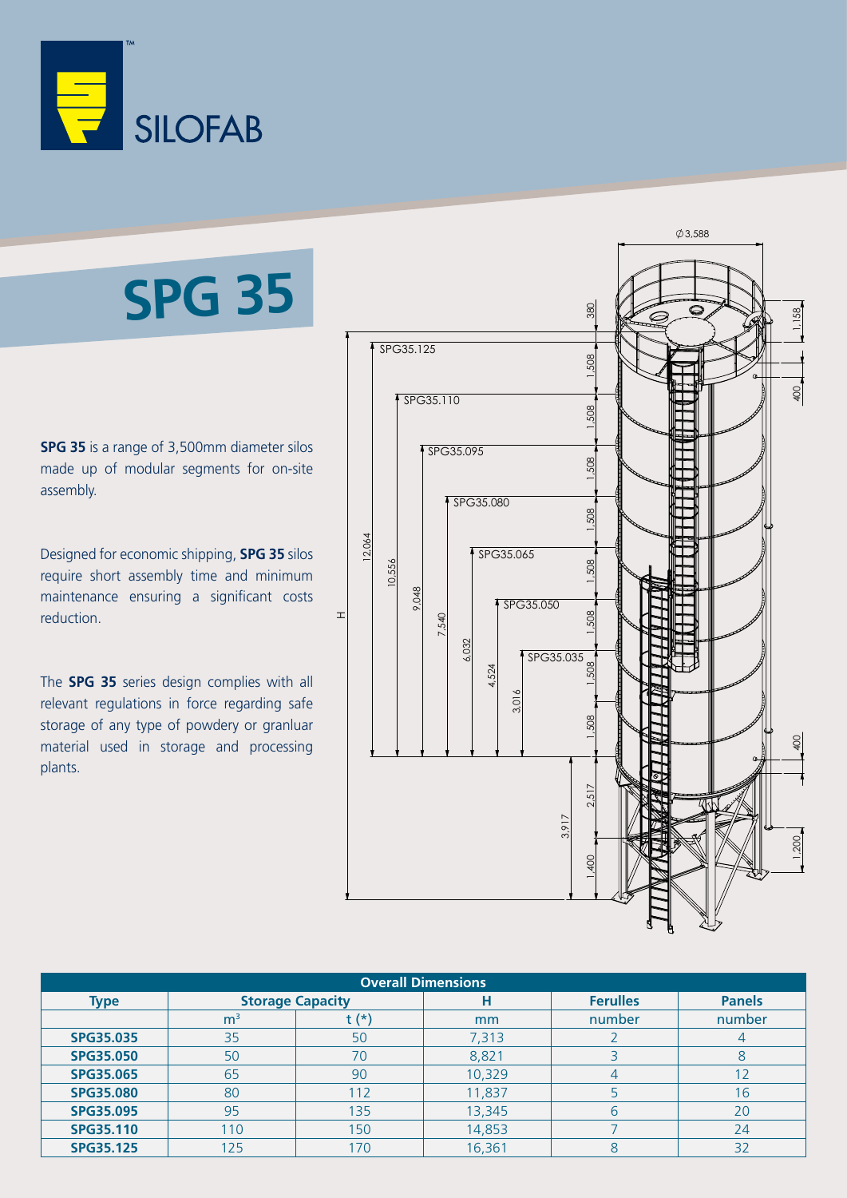# SPG 35

**SPG 35** is a range of 3,500mm diameter silos made up of modular segments for on-site assembly.

Designed for economic shipping, **SPG 35** silos require short assembly time and minimum maintenance ensuring a significant costs reduction.

The **SPG 35** series design complies with all relevant regulations in force regarding safe storage of any type of powdery or granluar material used in storage and processing plants.

| Overall Dimensions | | | | | |
|---|---|---|---|---|---|
| **Type** | **Storage Capacity** | | **H** | **Ferulles** | **Panels** |
| | $m^3$ | t (*) | mm | number | number |
| **SPG35.035** | 35 | 50 | 7,313 | 2 | 4 |
| **SPG35.050** | 50 | 70 | 8,821 | 3 | 8 |
| **SPG35.065** | 65 | 90 | 10,329 | 4 | 12 |
| **SPG35.080** | 80 | 112 | 11,837 | 5 | 16 |
| **SPG35.095** | 95 | 135 | 13,345 | 6 | 20 |
| **SPG35.110** | 110 | 150 | 14,853 | 7 | 24 |
| **SPG35.125** | 125 | 170 | 16,361 | 8 | 32 |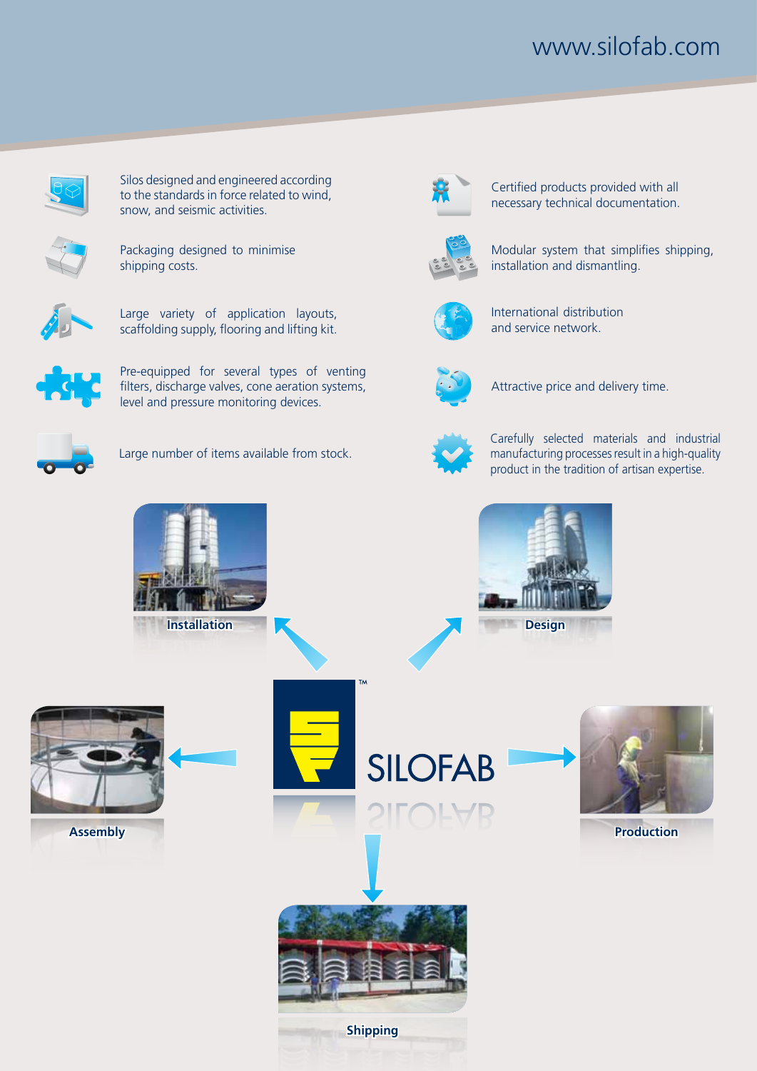www.silofab.com

- Silos designed and engineered according to the standards in force related to wind, snow, and seismic activities.
- Packaging designed to minimise shipping costs.
- Large variety of application layouts, scaffolding supply, flooring and lifting kit.
- Pre-equipped for several types of venting filters, discharge valves, cone aeration systems, level and pressure monitoring devices.
- Large number of items available from stock.
- Certified products provided with all necessary technical documentation.
- Modular system that simplifies shipping, installation and dismantling.
- International distribution and service network.
- Attractive price and delivery time.
- Carefully selected materials and industrial manufacturing processes result in a high-quality product in the tradition of artisan expertise.

SILOFAB™

Installation

Design

Assembly

Production

Shipping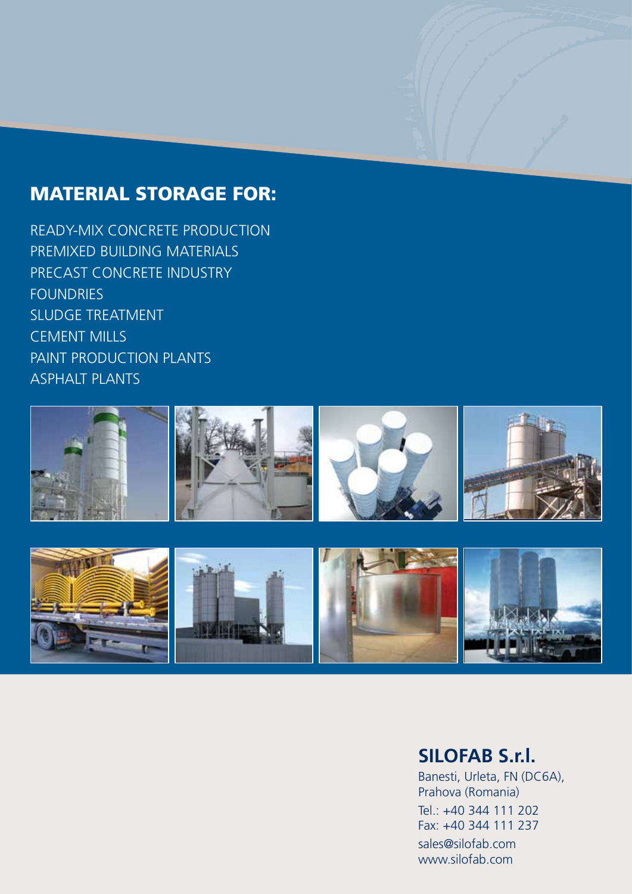## MATERIAL STORAGE FOR:

READY-MIX CONCRETE PRODUCTION
PREMIXED BUILDING MATERIALS
PRECAST CONCRETE INDUSTRY
FOUNDRIES
SLUDGE TREATMENT
CEMENT MILLS
PAINT PRODUCTION PLANTS
ASPHALT PLANTS

## SILOFAB S.r.l.

Banesti, Urleta, FN (DC6A),
Prahova (Romania)

Tel.: +40 344 111 202
Fax: +40 344 111 237

sales@silofab.com
www.silofab.com